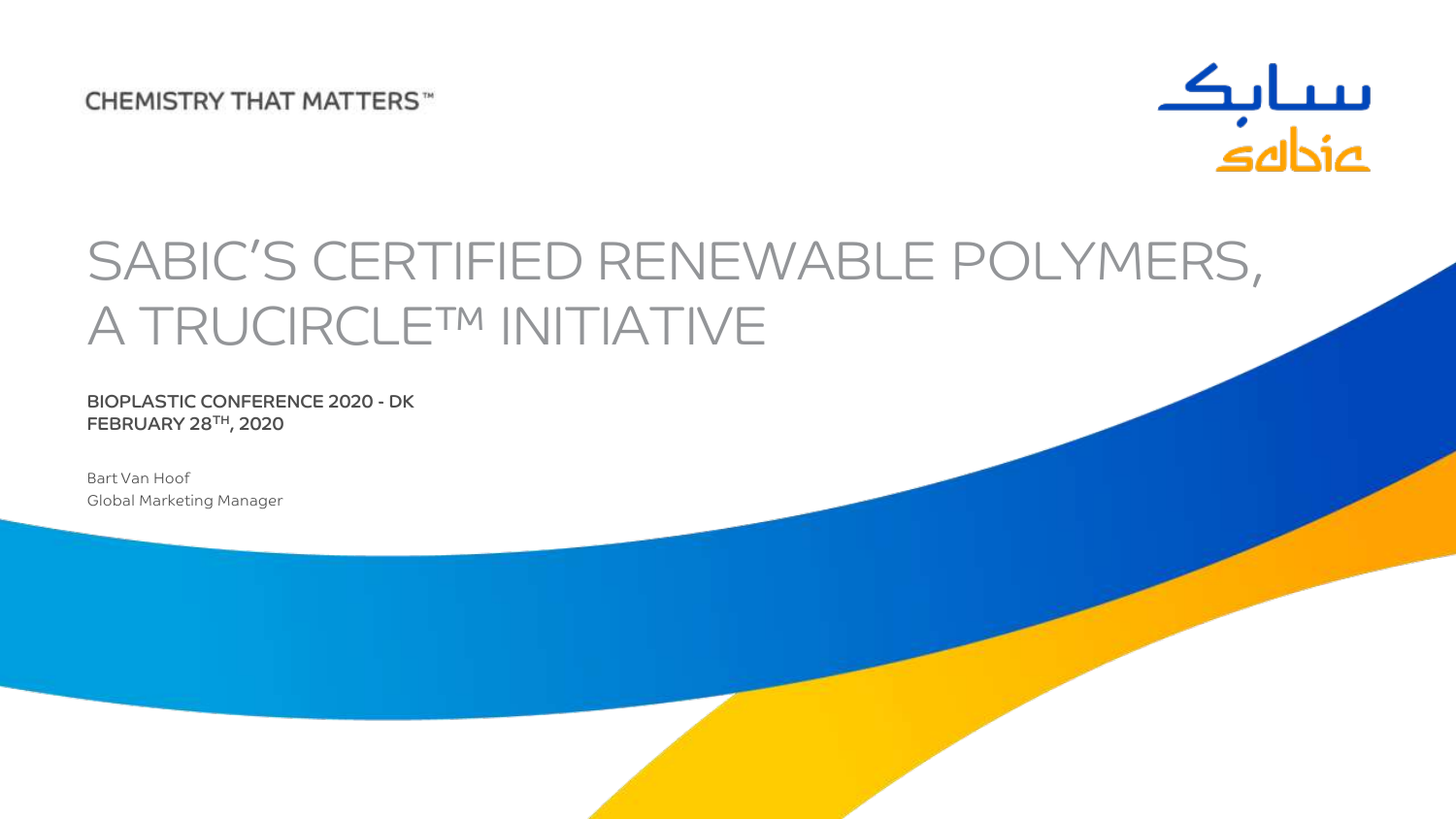CHEMISTRY THAT MATTERS™

سابك
sabic

# SABIC'S CERTIFIED RENEWABLE POLYMERS, A TRUCIRCLE™ INITIATIVE

**BIOPLASTIC CONFERENCE 2020 - DK**
**FEBRUARY 28TH, 2020**

Bart Van Hoof
Global Marketing Manager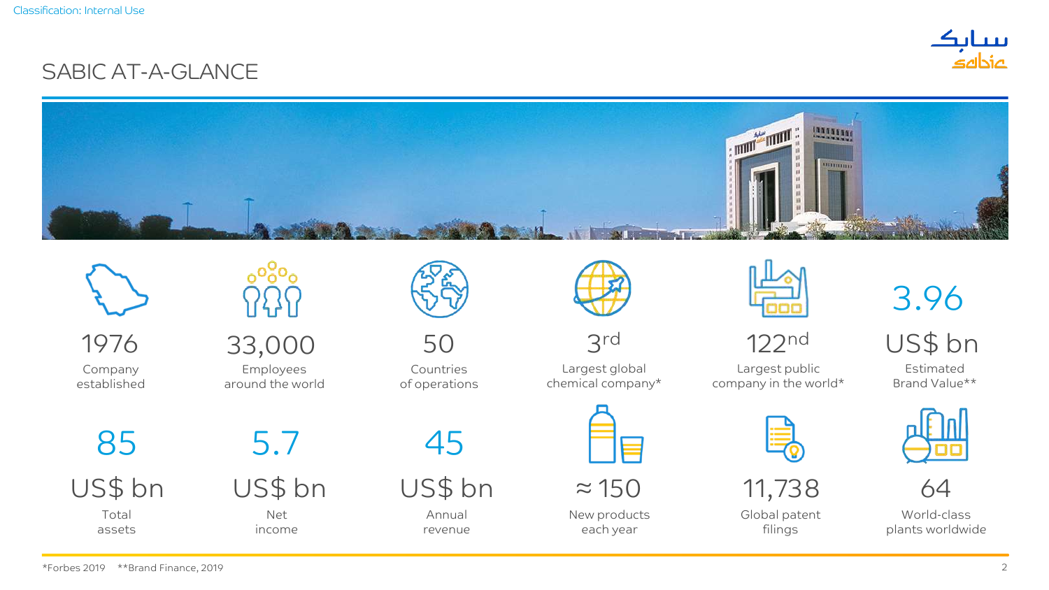Classification: Internal Use

# SABIC AT-A-GLANCE

1976
Company established

33,000
Employees around the world

50
Countries of operations

3rd
Largest global chemical company*

122nd
Largest public company in the world*

3.96 US$ bn
Estimated Brand Value**

85 US$ bn
Total assets

5.7 US$ bn
Net income

45 US$ bn
Annual revenue

≈ 150
New products each year

11,738
Global patent filings

64
World-class plants worldwide

*Forbes 2019 **Brand Finance, 2019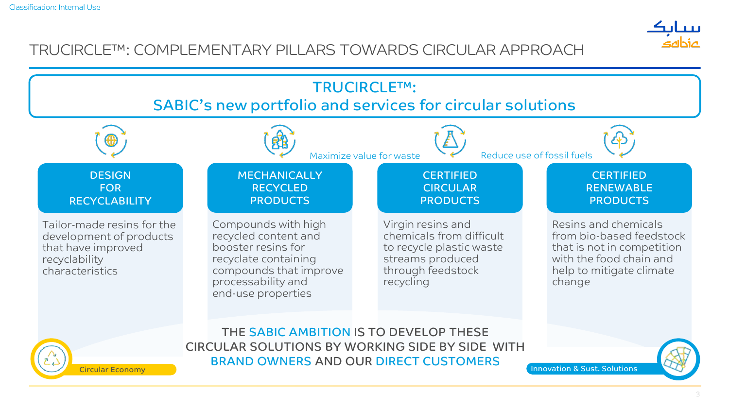# TRUCIRCLE™: COMPLEMENTARY PILLARS TOWARDS CIRCULAR APPROACH

## TRUCIRCLE™:
## SABIC's new portfolio and services for circular solutions

Maximize value for waste

Reduce use of fossil fuels

### DESIGN FOR RECYCLABILITY

Tailor-made resins for the development of products that have improved recyclability characteristics

### MECHANICALLY RECYCLED PRODUCTS

Compounds with high recycled content and booster resins for recyclate containing compounds that improve processability and end-use properties

### CERTIFIED CIRCULAR PRODUCTS

Virgin resins and chemicals from difficult to recycle plastic waste streams produced through feedstock recycling

### CERTIFIED RENEWABLE PRODUCTS

Resins and chemicals from bio-based feedstock that is not in competition with the food chain and help to mitigate climate change

THE SABIC AMBITION IS TO DEVELOP THESE CIRCULAR SOLUTIONS BY WORKING SIDE BY SIDE WITH BRAND OWNERS AND OUR DIRECT CUSTOMERS

Circular Economy

Innovation & Sust. Solutions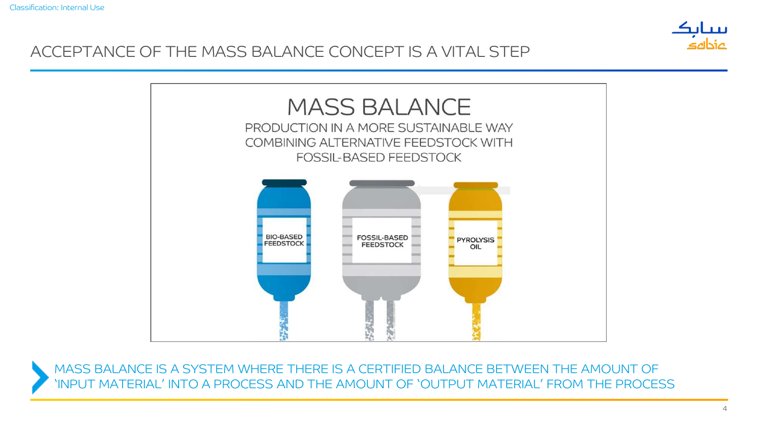# ACCEPTANCE OF THE MASS BALANCE CONCEPT IS A VITAL STEP

MASS BALANCE

PRODUCTION IN A MORE SUSTAINABLE WAY COMBINING ALTERNATIVE FEEDSTOCK WITH FOSSIL-BASED FEEDSTOCK

BIO-BASED FEEDSTOCK

FOSSIL-BASED FEEDSTOCK

PYROLYSIS OIL

MASS BALANCE IS A SYSTEM WHERE THERE IS A CERTIFIED BALANCE BETWEEN THE AMOUNT OF 'INPUT MATERIAL' INTO A PROCESS AND THE AMOUNT OF 'OUTPUT MATERIAL' FROM THE PROCESS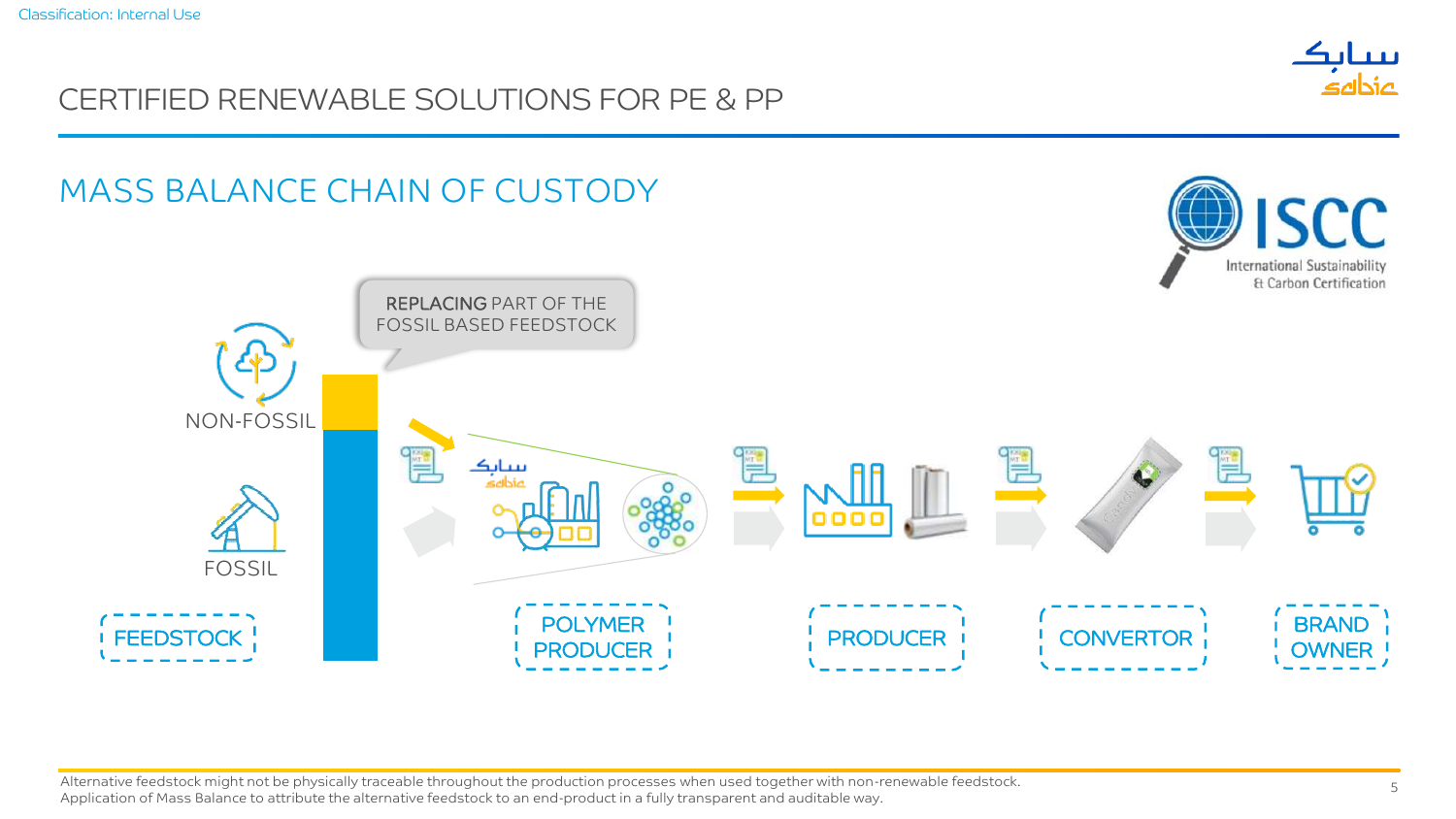# CERTIFIED RENEWABLE SOLUTIONS FOR PE & PP

## MASS BALANCE CHAIN OF CUSTODY

ISCC
International Sustainability & Carbon Certification

**REPLACING** PART OF THE FOSSIL BASED FEEDSTOCK

NON-FOSSIL

FOSSIL

FEEDSTOCK

POLYMER PRODUCER

PRODUCER

CONVERTOR

BRAND OWNER

Alternative feedstock might not be physically traceable throughout the production processes when used together with non-renewable feedstock.
Application of Mass Balance to attribute the alternative feedstock to an end-product in a fully transparent and auditable way.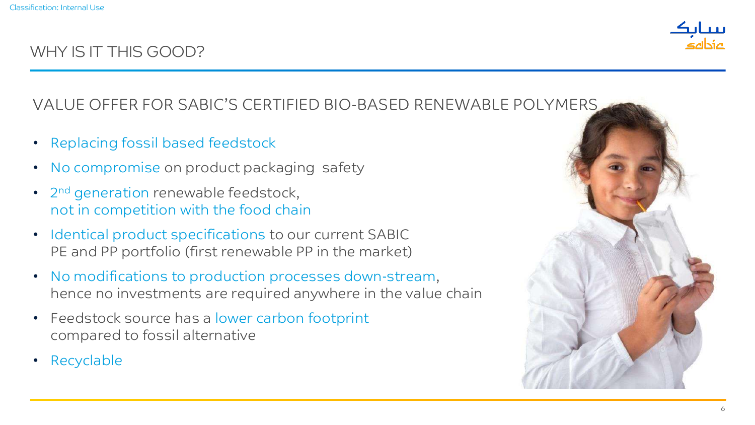# WHY IS IT THIS GOOD?

## VALUE OFFER FOR SABIC'S CERTIFIED BIO-BASED RENEWABLE POLYMERS

- Replacing fossil based feedstock
- No compromise on product packaging safety
- 2nd generation renewable feedstock, not in competition with the food chain
- Identical product specifications to our current SABIC PE and PP portfolio (first renewable PP in the market)
- No modifications to production processes down-stream, hence no investments are required anywhere in the value chain
- Feedstock source has a lower carbon footprint compared to fossil alternative
- Recyclable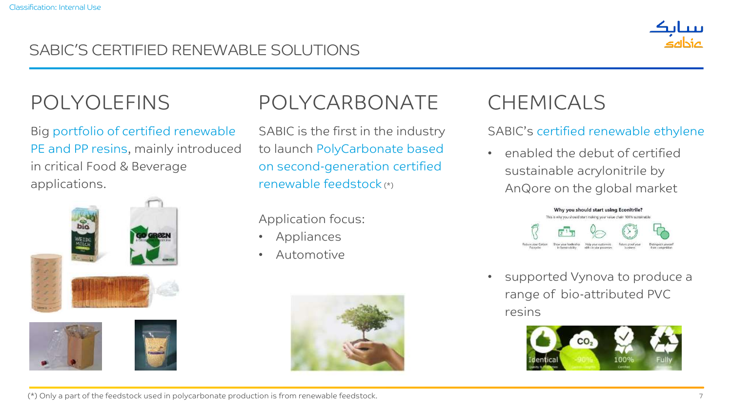Classification: Internal Use

# SABIC'S CERTIFIED RENEWABLE SOLUTIONS

## POLYOLEFINS

Big portfolio of certified renewable PE and PP resins, mainly introduced in critical Food & Beverage applications.

## POLYCARBONATE

SABIC is the first in the industry to launch PolyCarbonate based on second-generation certified renewable feedstock (*)

Application focus:

- Appliances
- Automotive

## CHEMICALS

SABIC's certified renewable ethylene

- enabled the debut of certified sustainable acrylonitrile by AnQore on the global market
- supported Vynova to produce a range of bio-attributed PVC resins

(*) Only a part of the feedstock used in polycarbonate production is from renewable feedstock.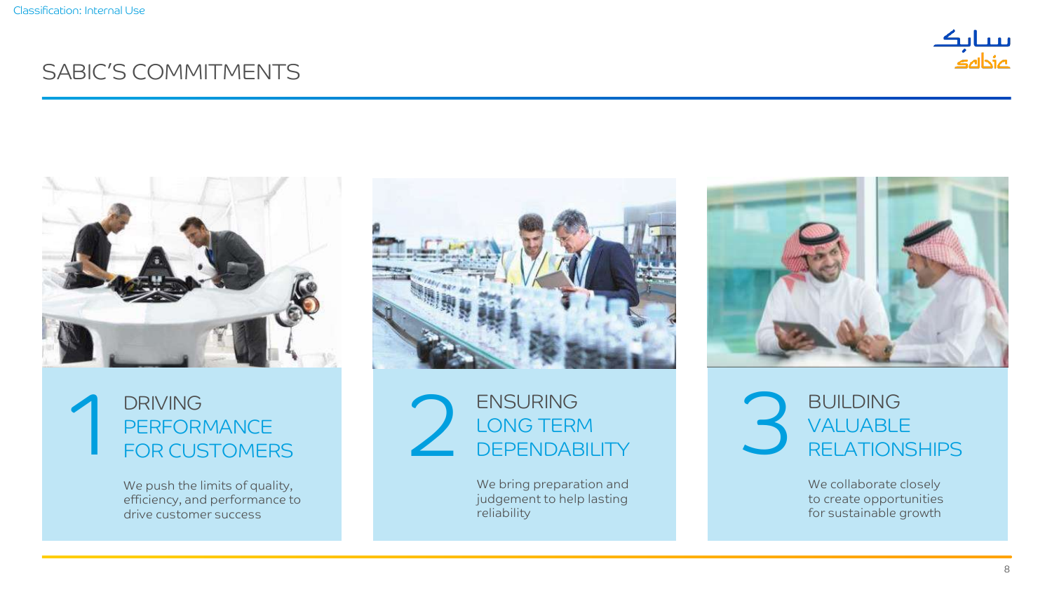# SABIC'S COMMITMENTS

## 1 DRIVING PERFORMANCE FOR CUSTOMERS

We push the limits of quality, efficiency, and performance to drive customer success

## 2 ENSURING LONG TERM DEPENDABILITY

We bring preparation and judgement to help lasting reliability

## 3 BUILDING VALUABLE RELATIONSHIPS

We collaborate closely to create opportunities for sustainable growth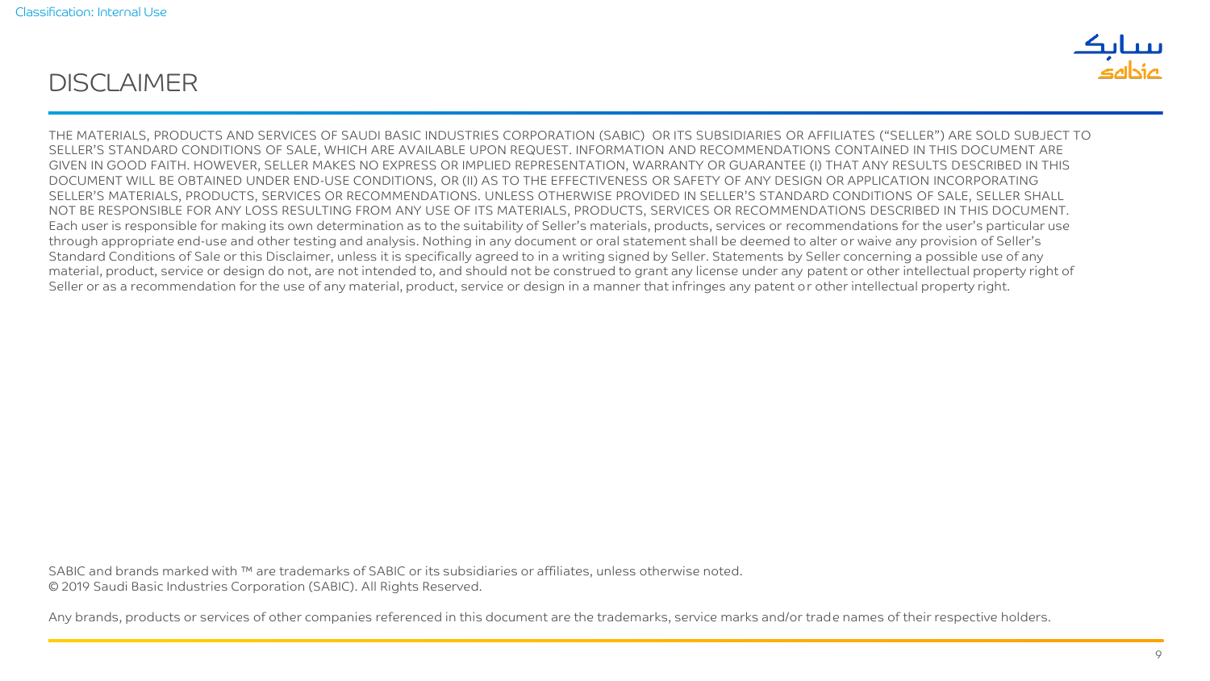# DISCLAIMER

THE MATERIALS, PRODUCTS AND SERVICES OF SAUDI BASIC INDUSTRIES CORPORATION (SABIC) OR ITS SUBSIDIARIES OR AFFILIATES ("SELLER") ARE SOLD SUBJECT TO SELLER'S STANDARD CONDITIONS OF SALE, WHICH ARE AVAILABLE UPON REQUEST. INFORMATION AND RECOMMENDATIONS CONTAINED IN THIS DOCUMENT ARE GIVEN IN GOOD FAITH. HOWEVER, SELLER MAKES NO EXPRESS OR IMPLIED REPRESENTATION, WARRANTY OR GUARANTEE (I) THAT ANY RESULTS DESCRIBED IN THIS DOCUMENT WILL BE OBTAINED UNDER END-USE CONDITIONS, OR (II) AS TO THE EFFECTIVENESS OR SAFETY OF ANY DESIGN OR APPLICATION INCORPORATING SELLER'S MATERIALS, PRODUCTS, SERVICES OR RECOMMENDATIONS. UNLESS OTHERWISE PROVIDED IN SELLER'S STANDARD CONDITIONS OF SALE, SELLER SHALL NOT BE RESPONSIBLE FOR ANY LOSS RESULTING FROM ANY USE OF ITS MATERIALS, PRODUCTS, SERVICES OR RECOMMENDATIONS DESCRIBED IN THIS DOCUMENT. Each user is responsible for making its own determination as to the suitability of Seller's materials, products, services or recommendations for the user's particular use through appropriate end-use and other testing and analysis. Nothing in any document or oral statement shall be deemed to alter or waive any provision of Seller's Standard Conditions of Sale or this Disclaimer, unless it is specifically agreed to in a writing signed by Seller. Statements by Seller concerning a possible use of any material, product, service or design do not, are not intended to, and should not be construed to grant any license under any patent or other intellectual property right of Seller or as a recommendation for the use of any material, product, service or design in a manner that infringes any patent or other intellectual property right.

SABIC and brands marked with ™ are trademarks of SABIC or its subsidiaries or affiliates, unless otherwise noted.
© 2019 Saudi Basic Industries Corporation (SABIC). All Rights Reserved.

Any brands, products or services of other companies referenced in this document are the trademarks, service marks and/or trade names of their respective holders.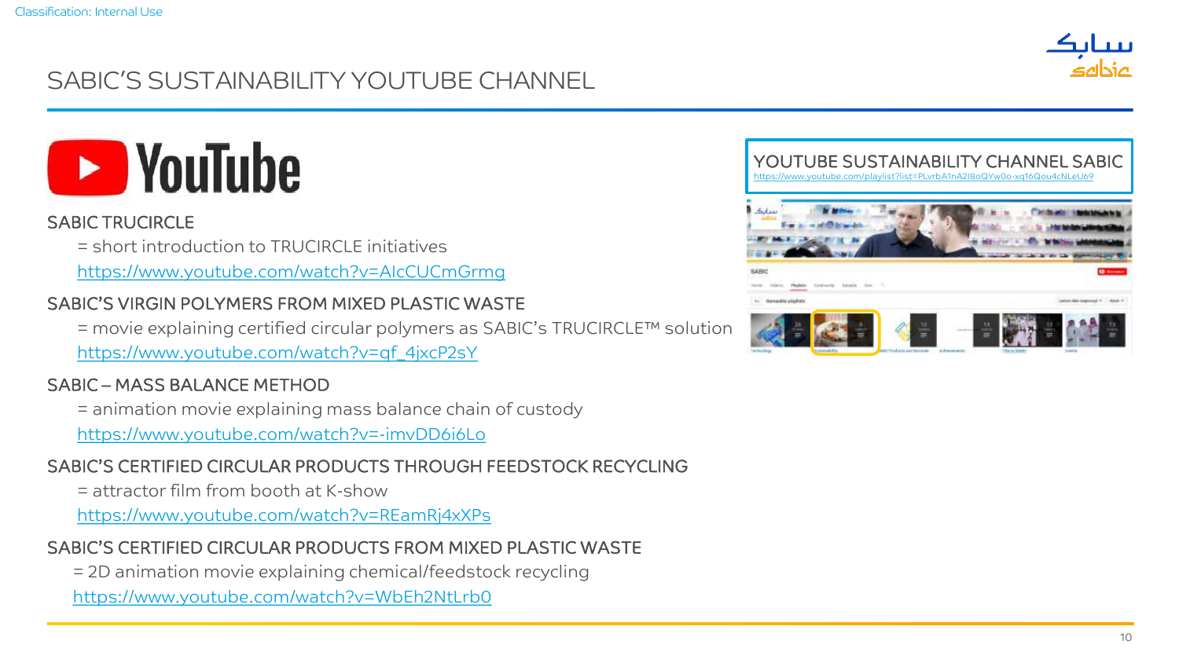# SABIC'S SUSTAINABILITY YOUTUBE CHANNEL

YouTube

SABIC TRUCIRCLE

= short introduction to TRUCIRCLE initiatives

https://www.youtube.com/watch?v=AIcCUCmGrmg

SABIC'S VIRGIN POLYMERS FROM MIXED PLASTIC WASTE

= movie explaining certified circular polymers as SABIC's TRUCIRCLE™ solution

https://www.youtube.com/watch?v=qf_4jxcP2sY

SABIC – MASS BALANCE METHOD

= animation movie explaining mass balance chain of custody

https://www.youtube.com/watch?v=-imvDD6i6Lo

SABIC'S CERTIFIED CIRCULAR PRODUCTS THROUGH FEEDSTOCK RECYCLING

= attractor film from booth at K-show

https://www.youtube.com/watch?v=REamRj4xXPs

SABIC'S CERTIFIED CIRCULAR PRODUCTS FROM MIXED PLASTIC WASTE

= 2D animation movie explaining chemical/feedstock recycling

https://www.youtube.com/watch?v=WbEh2NtLrb0

YOUTUBE SUSTAINABILITY CHANNEL SABIC

https://www.youtube.com/playlist?list=PLvrbA1nA2I8oQYw0o-xq16Qou4cNLeU69